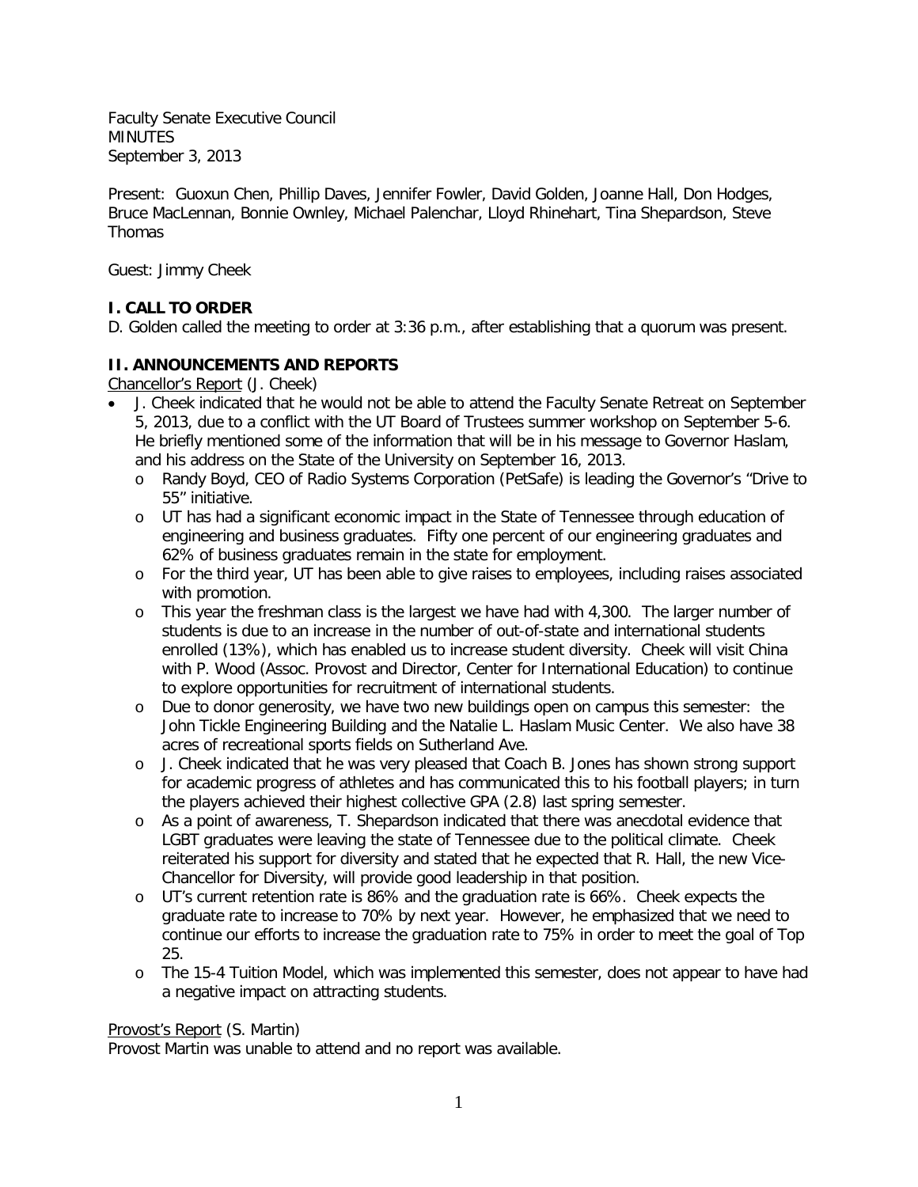Faculty Senate Executive Council
MINUTES
September 3, 2013

Present: Guoxun Chen, Phillip Daves, Jennifer Fowler, David Golden, Joanne Hall, Don Hodges, Bruce MacLennan, Bonnie Ownley, Michael Palenchar, Lloyd Rhinehart, Tina Shepardson, Steve Thomas

Guest: Jimmy Cheek

## I. CALL TO ORDER

D. Golden called the meeting to order at 3:36 p.m., after establishing that a quorum was present.

## II. ANNOUNCEMENTS AND REPORTS

Chancellor's Report (J. Cheek)

- J. Cheek indicated that he would not be able to attend the Faculty Senate Retreat on September 5, 2013, due to a conflict with the UT Board of Trustees summer workshop on September 5-6. He briefly mentioned some of the information that will be in his message to Governor Haslam, and his address on the State of the University on September 16, 2013.
    - Randy Boyd, CEO of Radio Systems Corporation (PetSafe) is leading the Governor's "Drive to 55" initiative.
    - UT has had a significant economic impact in the State of Tennessee through education of engineering and business graduates. Fifty one percent of our engineering graduates and 62% of business graduates remain in the state for employment.
    - For the third year, UT has been able to give raises to employees, including raises associated with promotion.
    - This year the freshman class is the largest we have had with 4,300. The larger number of students is due to an increase in the number of out-of-state and international students enrolled (13%), which has enabled us to increase student diversity. Cheek will visit China with P. Wood (Assoc. Provost and Director, Center for International Education) to continue to explore opportunities for recruitment of international students.
    - Due to donor generosity, we have two new buildings open on campus this semester: the John Tickle Engineering Building and the Natalie L. Haslam Music Center. We also have 38 acres of recreational sports fields on Sutherland Ave.
    - J. Cheek indicated that he was very pleased that Coach B. Jones has shown strong support for academic progress of athletes and has communicated this to his football players; in turn the players achieved their highest collective GPA (2.8) last spring semester.
    - As a point of awareness, T. Shepardson indicated that there was anecdotal evidence that LGBT graduates were leaving the state of Tennessee due to the political climate. Cheek reiterated his support for diversity and stated that he expected that R. Hall, the new Vice-Chancellor for Diversity, will provide good leadership in that position.
    - UT's current retention rate is 86% and the graduation rate is 66%. Cheek expects the graduate rate to increase to 70% by next year. However, he emphasized that we need to continue our efforts to increase the graduation rate to 75% in order to meet the goal of Top 25.
    - The 15-4 Tuition Model, which was implemented this semester, does not appear to have had a negative impact on attracting students.

Provost's Report (S. Martin)

Provost Martin was unable to attend and no report was available.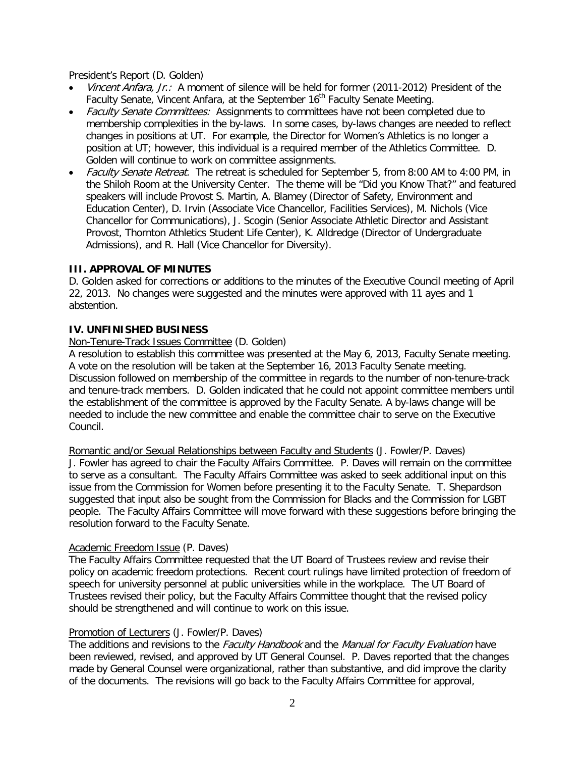President's Report (D. Golden)

- *Vincent Anfara, Jr.:* A moment of silence will be held for former (2011-2012) President of the Faculty Senate, Vincent Anfara, at the September 16th Faculty Senate Meeting.
- *Faculty Senate Committees:* Assignments to committees have not been completed due to membership complexities in the by-laws. In some cases, by-laws changes are needed to reflect changes in positions at UT. For example, the Director for Women's Athletics is no longer a position at UT; however, this individual is a required member of the Athletics Committee. D. Golden will continue to work on committee assignments.
- *Faculty Senate Retreat.* The retreat is scheduled for September 5, from 8:00 AM to 4:00 PM, in the Shiloh Room at the University Center. The theme will be "Did you Know That?" and featured speakers will include Provost S. Martin, A. Blamey (Director of Safety, Environment and Education Center), D. Irvin (Associate Vice Chancellor, Facilities Services), M. Nichols (Vice Chancellor for Communications), J. Scogin (Senior Associate Athletic Director and Assistant Provost, Thornton Athletics Student Life Center), K. Alldredge (Director of Undergraduate Admissions), and R. Hall (Vice Chancellor for Diversity).

## III. APPROVAL OF MINUTES

D. Golden asked for corrections or additions to the minutes of the Executive Council meeting of April 22, 2013. No changes were suggested and the minutes were approved with 11 ayes and 1 abstention.

## IV. UNFINISHED BUSINESS

Non-Tenure-Track Issues Committee (D. Golden)

A resolution to establish this committee was presented at the May 6, 2013, Faculty Senate meeting. A vote on the resolution will be taken at the September 16, 2013 Faculty Senate meeting. Discussion followed on membership of the committee in regards to the number of non-tenure-track and tenure-track members. D. Golden indicated that he could not appoint committee members until the establishment of the committee is approved by the Faculty Senate. A by-laws change will be needed to include the new committee and enable the committee chair to serve on the Executive Council.

Romantic and/or Sexual Relationships between Faculty and Students (J. Fowler/P. Daves)

J. Fowler has agreed to chair the Faculty Affairs Committee. P. Daves will remain on the committee to serve as a consultant. The Faculty Affairs Committee was asked to seek additional input on this issue from the Commission for Women before presenting it to the Faculty Senate. T. Shepardson suggested that input also be sought from the Commission for Blacks and the Commission for LGBT people. The Faculty Affairs Committee will move forward with these suggestions before bringing the resolution forward to the Faculty Senate.

Academic Freedom Issue (P. Daves)

The Faculty Affairs Committee requested that the UT Board of Trustees review and revise their policy on academic freedom protections. Recent court rulings have limited protection of freedom of speech for university personnel at public universities while in the workplace. The UT Board of Trustees revised their policy, but the Faculty Affairs Committee thought that the revised policy should be strengthened and will continue to work on this issue.

Promotion of Lecturers (J. Fowler/P. Daves)

The additions and revisions to the *Faculty Handbook* and the *Manual for Faculty Evaluation* have been reviewed, revised, and approved by UT General Counsel. P. Daves reported that the changes made by General Counsel were organizational, rather than substantive, and did improve the clarity of the documents. The revisions will go back to the Faculty Affairs Committee for approval,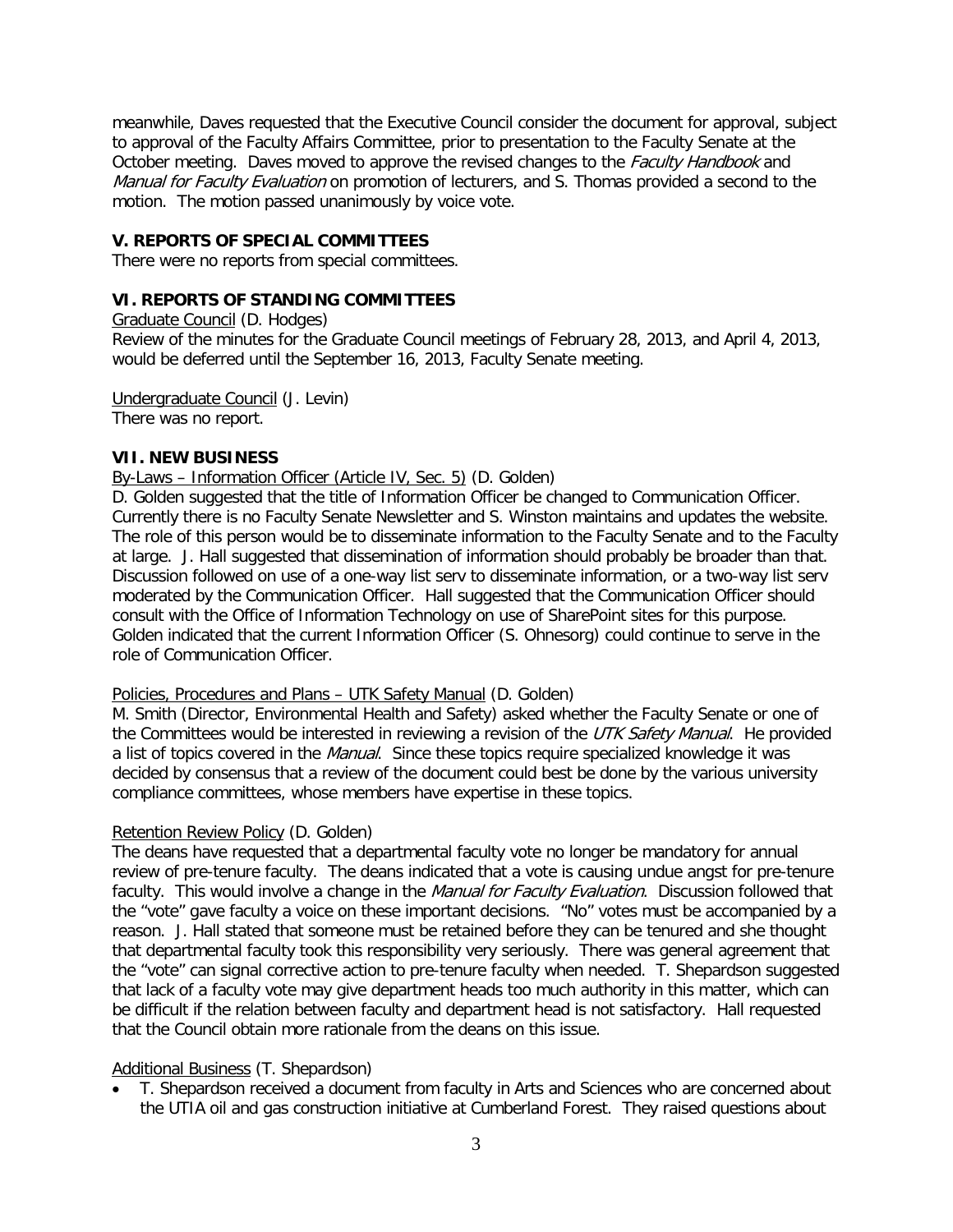meanwhile, Daves requested that the Executive Council consider the document for approval, subject to approval of the Faculty Affairs Committee, prior to presentation to the Faculty Senate at the October meeting. Daves moved to approve the revised changes to the *Faculty Handbook* and *Manual for Faculty Evaluation* on promotion of lecturers, and S. Thomas provided a second to the motion. The motion passed unanimously by voice vote.

## V. REPORTS OF SPECIAL COMMITTEES

There were no reports from special committees.

## VI. REPORTS OF STANDING COMMITTEES

Graduate Council (D. Hodges)
Review of the minutes for the Graduate Council meetings of February 28, 2013, and April 4, 2013, would be deferred until the September 16, 2013, Faculty Senate meeting.

Undergraduate Council (J. Levin)
There was no report.

## VII. NEW BUSINESS

By-Laws – Information Officer (Article IV, Sec. 5) (D. Golden)
D. Golden suggested that the title of Information Officer be changed to Communication Officer. Currently there is no Faculty Senate Newsletter and S. Winston maintains and updates the website. The role of this person would be to disseminate information to the Faculty Senate and to the Faculty at large. J. Hall suggested that dissemination of information should probably be broader than that. Discussion followed on use of a one-way list serv to disseminate information, or a two-way list serv moderated by the Communication Officer. Hall suggested that the Communication Officer should consult with the Office of Information Technology on use of SharePoint sites for this purpose. Golden indicated that the current Information Officer (S. Ohnesorg) could continue to serve in the role of Communication Officer.

Policies, Procedures and Plans – UTK Safety Manual (D. Golden)
M. Smith (Director, Environmental Health and Safety) asked whether the Faculty Senate or one of the Committees would be interested in reviewing a revision of the *UTK Safety Manual*. He provided a list of topics covered in the *Manual*. Since these topics require specialized knowledge it was decided by consensus that a review of the document could best be done by the various university compliance committees, whose members have expertise in these topics.

Retention Review Policy (D. Golden)
The deans have requested that a departmental faculty vote no longer be mandatory for annual review of pre-tenure faculty. The deans indicated that a vote is causing undue angst for pre-tenure faculty. This would involve a change in the *Manual for Faculty Evaluation*. Discussion followed that the "vote" gave faculty a voice on these important decisions. "No" votes must be accompanied by a reason. J. Hall stated that someone must be retained before they can be tenured and she thought that departmental faculty took this responsibility very seriously. There was general agreement that the "vote" can signal corrective action to pre-tenure faculty when needed. T. Shepardson suggested that lack of a faculty vote may give department heads too much authority in this matter, which can be difficult if the relation between faculty and department head is not satisfactory. Hall requested that the Council obtain more rationale from the deans on this issue.

Additional Business (T. Shepardson)

- T. Shepardson received a document from faculty in Arts and Sciences who are concerned about the UTIA oil and gas construction initiative at Cumberland Forest. They raised questions about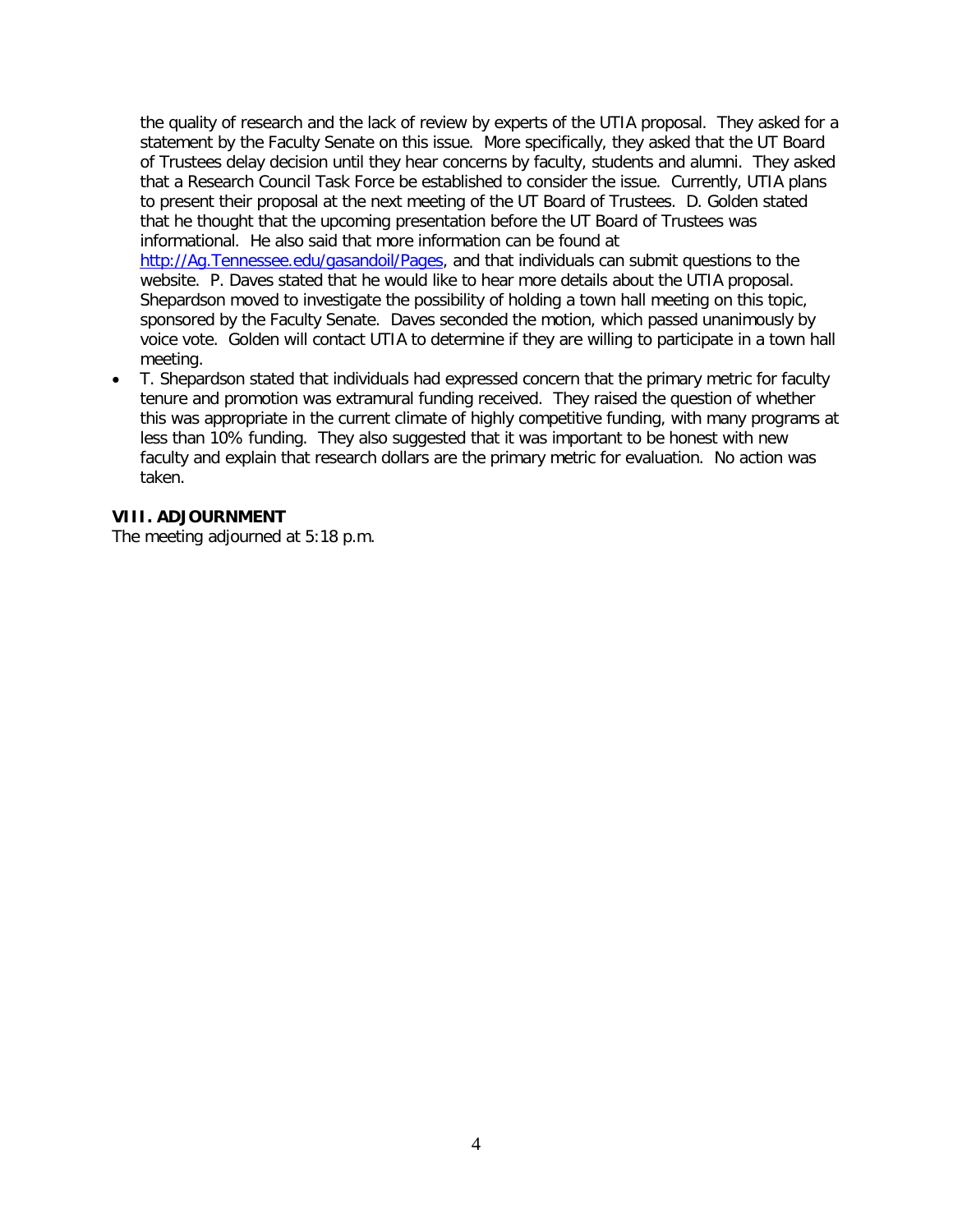the quality of research and the lack of review by experts of the UTIA proposal. They asked for a statement by the Faculty Senate on this issue. More specifically, they asked that the UT Board of Trustees delay decision until they hear concerns by faculty, students and alumni. They asked that a Research Council Task Force be established to consider the issue. Currently, UTIA plans to present their proposal at the next meeting of the UT Board of Trustees. D. Golden stated that he thought that the upcoming presentation before the UT Board of Trustees was informational. He also said that more information can be found at [http://Ag.Tennessee.edu/gasandoil/Pages](http://Ag.Tennessee.edu/gasandoil/Pages), and that individuals can submit questions to the website. P. Daves stated that he would like to hear more details about the UTIA proposal. Shepardson moved to investigate the possibility of holding a town hall meeting on this topic, sponsored by the Faculty Senate. Daves seconded the motion, which passed unanimously by voice vote. Golden will contact UTIA to determine if they are willing to participate in a town hall meeting.

- T. Shepardson stated that individuals had expressed concern that the primary metric for faculty tenure and promotion was extramural funding received. They raised the question of whether this was appropriate in the current climate of highly competitive funding, with many programs at less than 10% funding. They also suggested that it was important to be honest with new faculty and explain that research dollars are the primary metric for evaluation. No action was taken.

**VIII. ADJOURNMENT**

The meeting adjourned at 5:18 p.m.